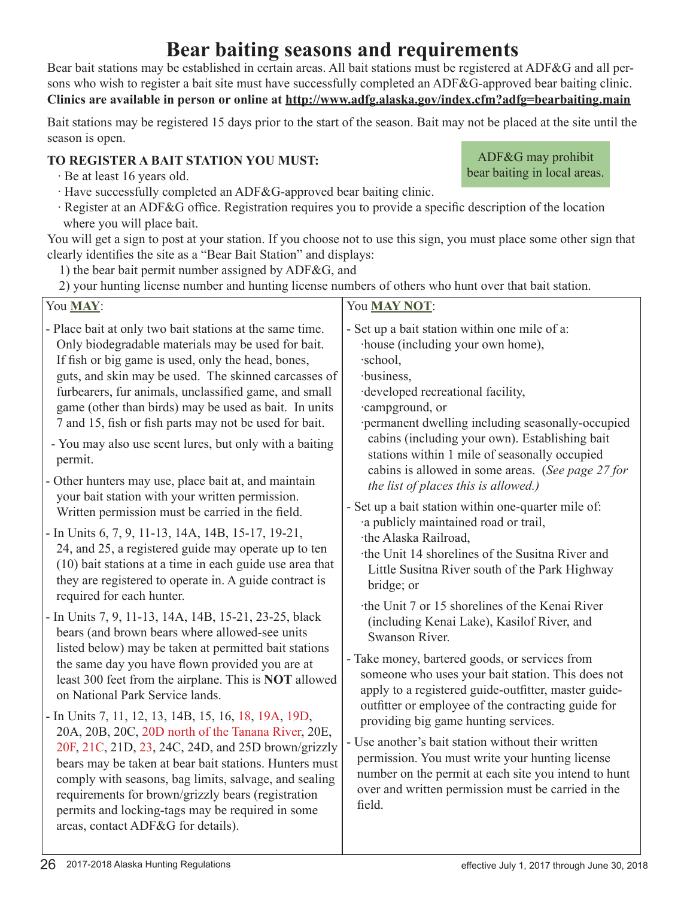# Bear baiting seasons and requirements

Bear bait stations may be established in certain areas. All bait stations must be registered at ADF&G and all persons who wish to register a bait site must have successfully completed an ADF&G-approved bear baiting clinic. **Clinics are available in person or online at http://www.adfg.alaska.gov/index.cfm?adfg=bearbaiting.main**

Bait stations may be registered 15 days prior to the start of the season. Bait may not be placed at the site until the season is open.

ADF&G may prohibit bear baiting in local areas.

**TO REGISTER A BAIT STATION YOU MUST:**

- Be at least 16 years old.
- Have successfully completed an ADF&G-approved bear baiting clinic.
- Register at an ADF&G office. Registration requires you to provide a specific description of the location where you will place bait.

You will get a sign to post at your station. If you choose not to use this sign, you must place some other sign that clearly identifies the site as a "Bear Bait Station" and displays:

1) the bear bait permit number assigned by ADF&G, and
2) your hunting license number and hunting license numbers of others who hunt over that bait station.

You **MAY**:

- Place bait at only two bait stations at the same time. Only biodegradable materials may be used for bait. If fish or big game is used, only the head, bones, guts, and skin may be used. The skinned carcasses of furbearers, fur animals, unclassified game, and small game (other than birds) may be used as bait. In units 7 and 15, fish or fish parts may not be used for bait.
- You may also use scent lures, but only with a baiting permit.
- Other hunters may use, place bait at, and maintain your bait station with your written permission. Written permission must be carried in the field.
- In Units 6, 7, 9, 11-13, 14A, 14B, 15-17, 19-21, 24, and 25, a registered guide may operate up to ten (10) bait stations at a time in each guide use area that they are registered to operate in. A guide contract is required for each hunter.
- In Units 7, 9, 11-13, 14A, 14B, 15-21, 23-25, black bears (and brown bears where allowed-see units listed below) may be taken at permitted bait stations the same day you have flown provided you are at least 300 feet from the airplane. This is **NOT** allowed on National Park Service lands.
- In Units 7, 11, 12, 13, 14B, 15, 16, 18, 19A, 19D, 20A, 20B, 20C, 20D north of the Tanana River, 20E, 20F, 21C, 21D, 23, 24C, 24D, and 25D brown/grizzly bears may be taken at bear bait stations. Hunters must comply with seasons, bag limits, salvage, and sealing requirements for brown/grizzly bears (registration permits and locking-tags may be required in some areas, contact ADF&G for details).

You **MAY NOT**:

- Set up a bait station within one mile of a:
  - house (including your own home),
  - school,
  - business,
  - developed recreational facility,
  - campground, or
  - permanent dwelling including seasonally-occupied cabins (including your own). Establishing bait stations within 1 mile of seasonally occupied cabins is allowed in some areas. (*See page 27 for the list of places this is allowed.*)
- Set up a bait station within one-quarter mile of:
  - a publicly maintained road or trail,
  - the Alaska Railroad,
  - the Unit 14 shorelines of the Susitna River and Little Susitna River south of the Park Highway bridge; or
  - the Unit 7 or 15 shorelines of the Kenai River (including Kenai Lake), Kasilof River, and Swanson River.
- Take money, bartered goods, or services from someone who uses your bait station. This does not apply to a registered guide-outfitter, master guide-outfitter or employee of the contracting guide for providing big game hunting services.
- Use another's bait station without their written permission. You must write your hunting license number on the permit at each site you intend to hunt over and written permission must be carried in the field.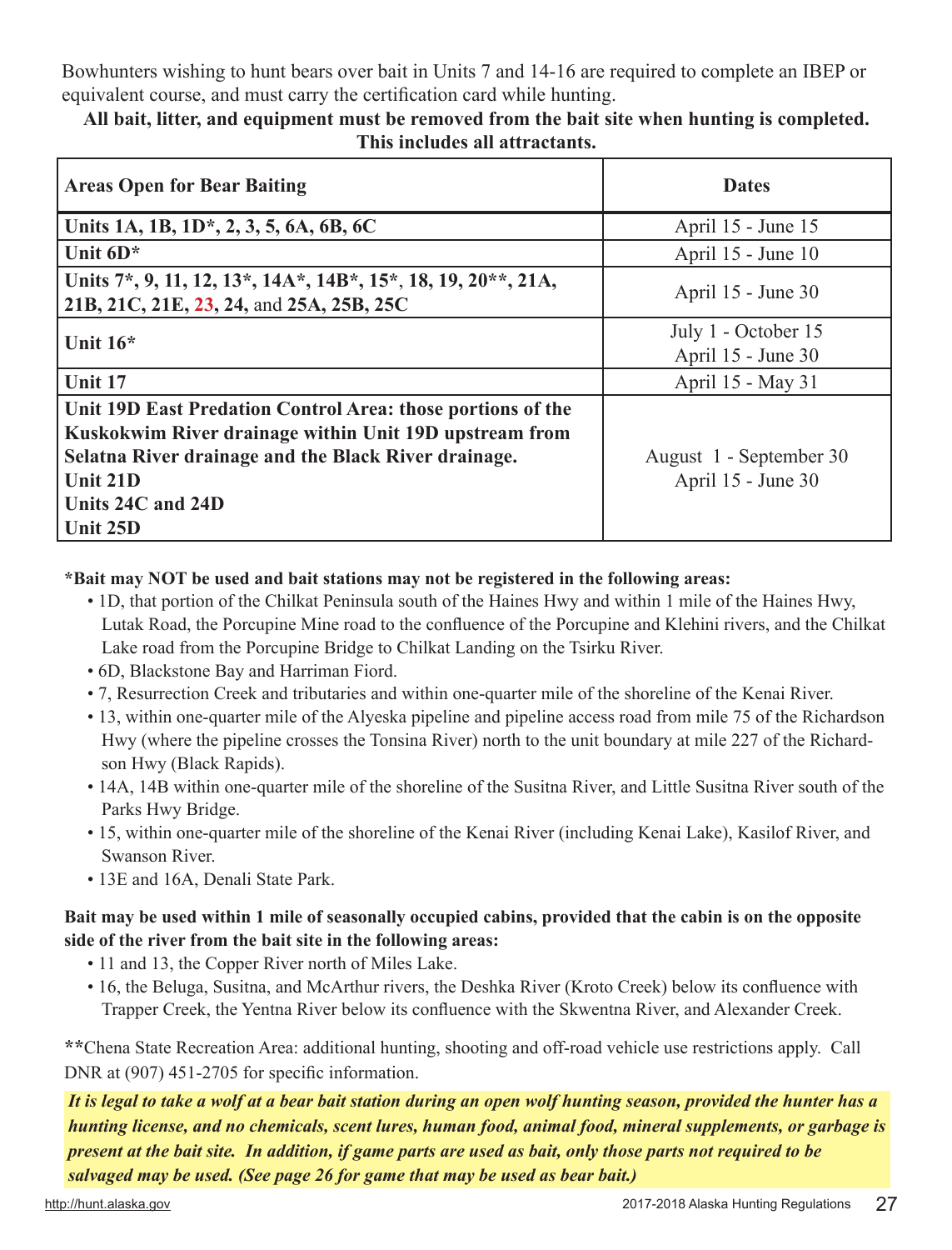Bowhunters wishing to hunt bears over bait in Units 7 and 14-16 are required to complete an IBEP or equivalent course, and must carry the certification card while hunting.

**All bait, litter, and equipment must be removed from the bait site when hunting is completed. This includes all attractants.**

| Areas Open for Bear Baiting | Dates |
|---|---|
| **Units 1A, 1B, 1D*, 2, 3, 5, 6A, 6B, 6C** | April 15 - June 15 |
| **Unit 6D*** | April 15 - June 10 |
| **Units 7*, 9, 11, 12, 13*, 14A*, 14B*, 15*, 18, 19, 20**, 21A, 21B, 21C, 21E, 23, 24,** and **25A, 25B, 25C** | April 15 - June 30 |
| **Unit 16*** | July 1 - October 15<br>April 15 - June 30 |
| **Unit 17** | April 15 - May 31 |
| **Unit 19D East Predation Control Area: those portions of the Kuskokwim River drainage within Unit 19D upstream from Selatna River drainage and the Black River drainage.**<br>**Unit 21D**<br>**Units 24C and 24D**<br>**Unit 25D** | August 1 - September 30<br>April 15 - June 30 |

**\*Bait may NOT be used and bait stations may not be registered in the following areas:**

- 1D, that portion of the Chilkat Peninsula south of the Haines Hwy and within 1 mile of the Haines Hwy, Lutak Road, the Porcupine Mine road to the confluence of the Porcupine and Klehini rivers, and the Chilkat Lake road from the Porcupine Bridge to Chilkat Landing on the Tsirku River.
- 6D, Blackstone Bay and Harriman Fiord.
- 7, Resurrection Creek and tributaries and within one-quarter mile of the shoreline of the Kenai River.
- 13, within one-quarter mile of the Alyeska pipeline and pipeline access road from mile 75 of the Richardson Hwy (where the pipeline crosses the Tonsina River) north to the unit boundary at mile 227 of the Richardson Hwy (Black Rapids).
- 14A, 14B within one-quarter mile of the shoreline of the Susitna River, and Little Susitna River south of the Parks Hwy Bridge.
- 15, within one-quarter mile of the shoreline of the Kenai River (including Kenai Lake), Kasilof River, and Swanson River.
- 13E and 16A, Denali State Park.

**Bait may be used within 1 mile of seasonally occupied cabins, provided that the cabin is on the opposite side of the river from the bait site in the following areas:**

- 11 and 13, the Copper River north of Miles Lake.
- 16, the Beluga, Susitna, and McArthur rivers, the Deshka River (Kroto Creek) below its confluence with Trapper Creek, the Yentna River below its confluence with the Skwentna River, and Alexander Creek.

**\*\***Chena State Recreation Area: additional hunting, shooting and off-road vehicle use restrictions apply. Call DNR at (907) 451-2705 for specific information.

***It is legal to take a wolf at a bear bait station during an open wolf hunting season, provided the hunter has a hunting license, and no chemicals, scent lures, human food, animal food, mineral supplements, or garbage is present at the bait site. In addition, if game parts are used as bait, only those parts not required to be salvaged may be used. (See page 26 for game that may be used as bear bait.)***